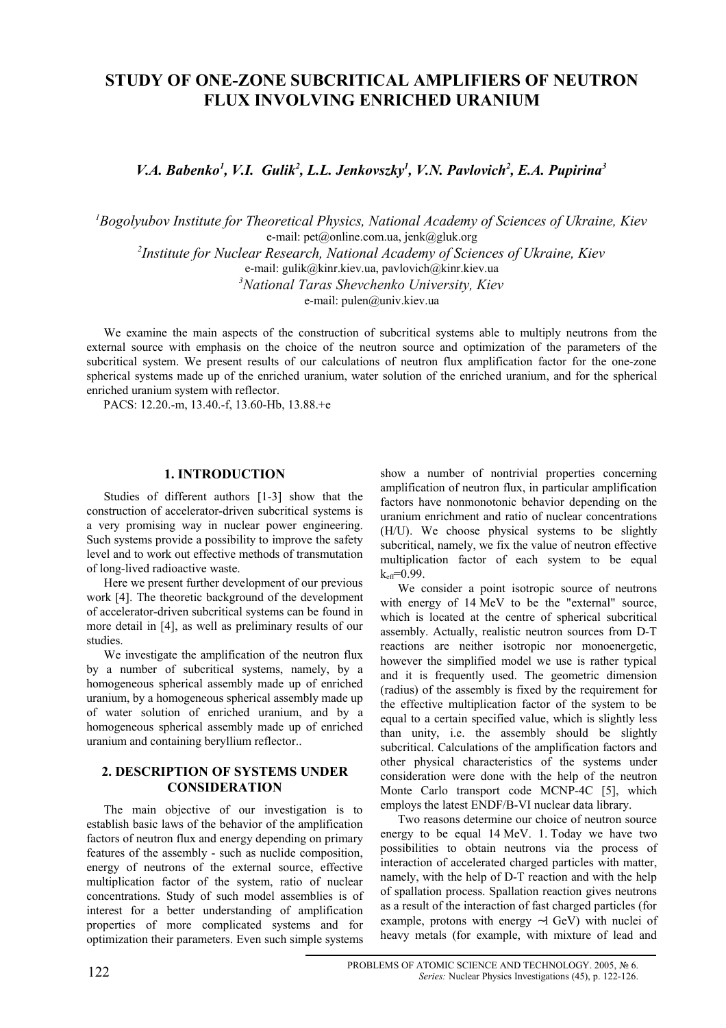# STUDY OF ONE-ZONE SUBCRITICAL AMPLIFIERS OF NEUTRON FLUX INVOLVING ENRICHED URANIUM

*V.A. Babenko[1], V.I. Gulik[2], L.L. Jenkovszky[1], V.N. Pavlovich[2], E.A. Pupirina[3]*

[1]*Bogolyubov Institute for Theoretical Physics, National Academy of Sciences of Ukraine, Kiev*
e-mail: pet@online.com.ua, jenk@gluk.org

[2]*Institute for Nuclear Research, National Academy of Sciences of Ukraine, Kiev*
e-mail: gulik@kinr.kiev.ua, pavlovich@kinr.kiev.ua

[3]*National Taras Shevchenko University, Kiev*
e-mail: pulen@univ.kiev.ua

We examine the main aspects of the construction of subcritical systems able to multiply neutrons from the external source with emphasis on the choice of the neutron source and optimization of the parameters of the subcritical system. We present results of our calculations of neutron flux amplification factor for the one-zone spherical systems made up of the enriched uranium, water solution of the enriched uranium, and for the spherical enriched uranium system with reflector.

PACS: 12.20.-m, 13.40.-f, 13.60-Hb, 13.88.+e

## 1. INTRODUCTION

Studies of different authors [1-3] show that the construction of accelerator-driven subcritical systems is a very promising way in nuclear power engineering. Such systems provide a possibility to improve the safety level and to work out effective methods of transmutation of long-lived radioactive waste.

Here we present further development of our previous work [4]. The theoretic background of the development of accelerator-driven subcritical systems can be found in more detail in [4], as well as preliminary results of our studies.

We investigate the amplification of the neutron flux by a number of subcritical systems, namely, by a homogeneous spherical assembly made up of enriched uranium, by a homogeneous spherical assembly made up of water solution of enriched uranium, and by a homogeneous spherical assembly made up of enriched uranium and containing beryllium reflector..

## 2. DESCRIPTION OF SYSTEMS UNDER CONSIDERATION

The main objective of our investigation is to establish basic laws of the behavior of the amplification factors of neutron flux and energy depending on primary features of the assembly - such as nuclide composition, energy of neutrons of the external source, effective multiplication factor of the system, ratio of nuclear concentrations. Study of such model assemblies is of interest for a better understanding of amplification properties of more complicated systems and for optimization their parameters. Even such simple systems show a number of nontrivial properties concerning amplification of neutron flux, in particular amplification factors have nonmonotonic behavior depending on the uranium enrichment and ratio of nuclear concentrations (H/U). We choose physical systems to be slightly subcritical, namely, we fix the value of neutron effective multiplication factor of each system to be equal $k_{eff}$=0.99.

We consider a point isotropic source of neutrons with energy of 14 MeV to be the "external" source, which is located at the centre of spherical subcritical assembly. Actually, realistic neutron sources from D-T reactions are neither isotropic nor monoenergetic, however the simplified model we use is rather typical and it is frequently used. The geometric dimension (radius) of the assembly is fixed by the requirement for the effective multiplication factor of the system to be equal to a certain specified value, which is slightly less than unity, i.e. the assembly should be slightly subcritical. Calculations of the amplification factors and other physical characteristics of the systems under consideration were done with the help of the neutron Monte Carlo transport code MCNP-4C [5], which employs the latest ENDF/B-VI nuclear data library.

Two reasons determine our choice of neutron source energy to be equal 14 MeV. 1. Today we have two possibilities to obtain neutrons via the process of interaction of accelerated charged particles with matter, namely, with the help of D-T reaction and with the help of spallation process. Spallation reaction gives neutrons as a result of the interaction of fast charged particles (for example, protons with energy ~1 GeV) with nuclei of heavy metals (for example, with mixture of lead and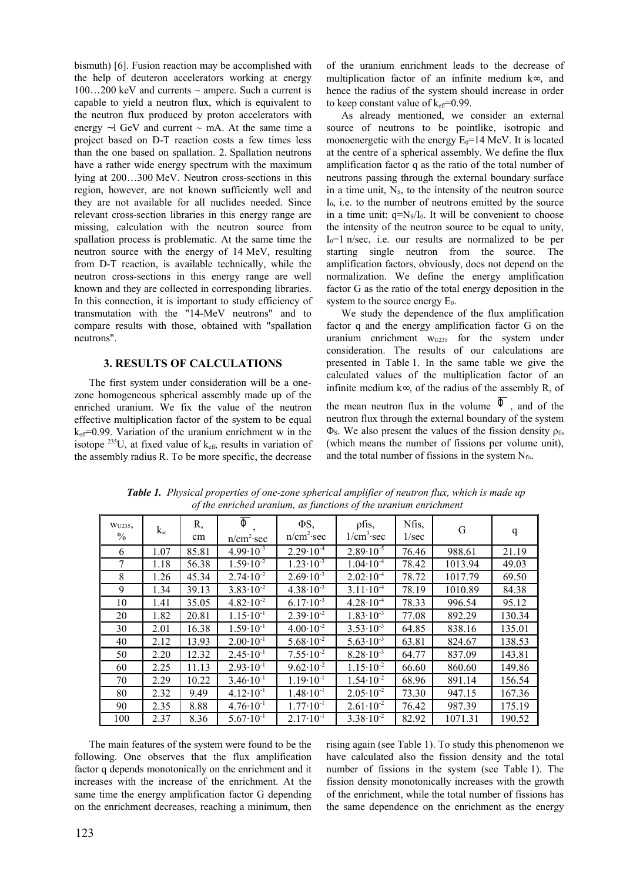bismuth) [6]. Fusion reaction may be accomplished with the help of deuteron accelerators working at energy 100…200 keV and currents ~ ampere. Such a current is capable to yield a neutron flux, which is equivalent to the neutron flux produced by proton accelerators with energy ~1 GeV and current ~ mA. At the same time a project based on D-T reaction costs a few times less than the one based on spallation. 2. Spallation neutrons have a rather wide energy spectrum with the maximum lying at 200…300 MeV. Neutron cross-sections in this region, however, are not known sufficiently well and they are not available for all nuclides needed. Since relevant cross-section libraries in this energy range are missing, calculation with the neutron source from spallation process is problematic. At the same time the neutron source with the energy of 14 MeV, resulting from D-T reaction, is available technically, while the neutron cross-sections in this energy range are well known and they are collected in corresponding libraries. In this connection, it is important to study efficiency of transmutation with the "14-MeV neutrons" and to compare results with those, obtained with "spallation neutrons".

## 3. RESULTS OF CALCULATIONS

The first system under consideration will be a one-zone homogeneous spherical assembly made up of the enriched uranium. We fix the value of the neutron effective multiplication factor of the system to be equal $k_{eff}$=0.99. Variation of the uranium enrichment w in the isotope $^{235}U$, at fixed value of $k_{eff}$, results in variation of the assembly radius R. To be more specific, the decrease of the uranium enrichment leads to the decrease of multiplication factor of an infinite medium $k_\infty$, and hence the radius of the system should increase in order to keep constant value of $k_{eff}$=0.99.

As already mentioned, we consider an external source of neutrons to be pointlike, isotropic and monoenergetic with the energy $E_0$=14 MeV. It is located at the centre of a spherical assembly. We define the flux amplification factor q as the ratio of the total number of neutrons passing through the external boundary surface in a time unit, $N_S$, to the intensity of the neutron source $I_0$, i.e. to the number of neutrons emitted by the source in a time unit: $q=N_S/I_0$. It will be convenient to choose the intensity of the neutron source to be equal to unity, $I_0$=1 n/sec, i.e. our results are normalized to be per starting single neutron from the source. The amplification factors, obviously, does not depend on the normalization. We define the energy amplification factor G as the ratio of the total energy deposition in the system to the source energy $E_0$.

We study the dependence of the flux amplification factor q and the energy amplification factor G on the uranium enrichment $w_{U235}$ for the system under consideration. The results of our calculations are presented in Table 1. In the same table we give the calculated values of the multiplication factor of an infinite medium $k_\infty$, of the radius of the assembly R, of the mean neutron flux in the volume $\overline{\Phi}$, and of the neutron flux through the external boundary of the system $\Phi_S$. We also present the values of the fission density $\rho_{fis}$ (which means the number of fissions per volume unit), and the total number of fissions in the system $N_{fis}$.

***Table 1.*** *Physical properties of one-zone spherical amplifier of neutron flux, which is made up of the enriched uranium, as functions of the uranium enrichment*

| $w_{U235}$, % | $k_\infty$ | R, cm | $\overline{\Phi}$, n/cm²·sec | $\Phi$S, n/cm²·sec | ρfis, 1/cm³·sec | Nfis, 1/sec | G | q |
|---|---|---|---|---|---|---|---|---|
| 6 | 1.07 | 85.81 | $4.99 \cdot 10^{-3}$ | $2.29 \cdot 10^{-4}$ | $2.89 \cdot 10^{-5}$ | 76.46 | 988.61 | 21.19 |
| 7 | 1.18 | 56.38 | $1.59 \cdot 10^{-2}$ | $1.23 \cdot 10^{-3}$ | $1.04 \cdot 10^{-4}$ | 78.42 | 1013.94 | 49.03 |
| 8 | 1.26 | 45.34 | $2.74 \cdot 10^{-2}$ | $2.69 \cdot 10^{-3}$ | $2.02 \cdot 10^{-4}$ | 78.72 | 1017.79 | 69.50 |
| 9 | 1.34 | 39.13 | $3.83 \cdot 10^{-2}$ | $4.38 \cdot 10^{-3}$ | $3.11 \cdot 10^{-4}$ | 78.19 | 1010.89 | 84.38 |
| 10 | 1.41 | 35.05 | $4.82 \cdot 10^{-2}$ | $6.17 \cdot 10^{-3}$ | $4.28 \cdot 10^{-4}$ | 78.33 | 996.54 | 95.12 |
| 20 | 1.82 | 20.81 | $1.15 \cdot 10^{-1}$ | $2.39 \cdot 10^{-2}$ | $1.83 \cdot 10^{-3}$ | 77.08 | 892.29 | 130.34 |
| 30 | 2.01 | 16.38 | $1.59 \cdot 10^{-1}$ | $4.00 \cdot 10^{-2}$ | $3.53 \cdot 10^{-3}$ | 64.85 | 838.16 | 135.01 |
| 40 | 2.12 | 13.93 | $2.00 \cdot 10^{-1}$ | $5.68 \cdot 10^{-2}$ | $5.63 \cdot 10^{-3}$ | 63.81 | 824.67 | 138.53 |
| 50 | 2.20 | 12.32 | $2.45 \cdot 10^{-1}$ | $7.55 \cdot 10^{-2}$ | $8.28 \cdot 10^{-3}$ | 64.77 | 837.09 | 143.81 |
| 60 | 2.25 | 11.13 | $2.93 \cdot 10^{-1}$ | $9.62 \cdot 10^{-2}$ | $1.15 \cdot 10^{-2}$ | 66.60 | 860.60 | 149.86 |
| 70 | 2.29 | 10.22 | $3.46 \cdot 10^{-1}$ | $1.19 \cdot 10^{-1}$ | $1.54 \cdot 10^{-2}$ | 68.96 | 891.14 | 156.54 |
| 80 | 2.32 | 9.49 | $4.12 \cdot 10^{-1}$ | $1.48 \cdot 10^{-1}$ | $2.05 \cdot 10^{-2}$ | 73.30 | 947.15 | 167.36 |
| 90 | 2.35 | 8.88 | $4.76 \cdot 10^{-1}$ | $1.77 \cdot 10^{-1}$ | $2.61 \cdot 10^{-2}$ | 76.42 | 987.39 | 175.19 |
| 100 | 2.37 | 8.36 | $5.67 \cdot 10^{-1}$ | $2.17 \cdot 10^{-1}$ | $3.38 \cdot 10^{-2}$ | 82.92 | 1071.31 | 190.52 |

The main features of the system were found to be the following. One observes that the flux amplification factor q depends monotonically on the enrichment and it increases with the increase of the enrichment. At the same time the energy amplification factor G depending on the enrichment decreases, reaching a minimum, then rising again (see Table 1). To study this phenomenon we have calculated also the fission density and the total number of fissions in the system (see Table 1). The fission density monotonically increases with the growth of the enrichment, while the total number of fissions has the same dependence on the enrichment as the energy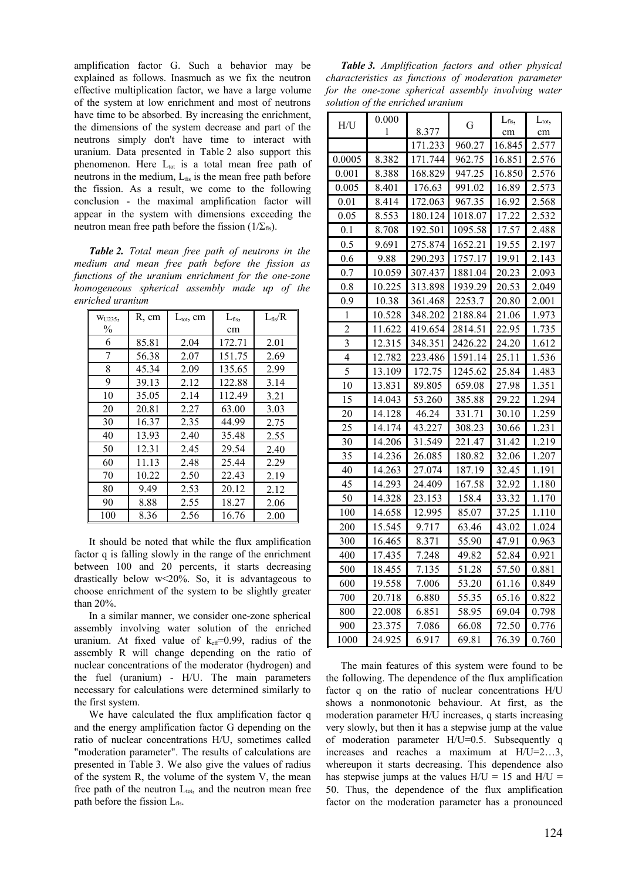amplification factor G. Such a behavior may be explained as follows. Inasmuch as we fix the neutron effective multiplication factor, we have a large volume of the system at low enrichment and most of neutrons have time to be absorbed. By increasing the enrichment, the dimensions of the system decrease and part of the neutrons simply don't have time to interact with uranium. Data presented in Table 2 also support this phenomenon. Here $L_{tot}$ is a total mean free path of neutrons in the medium, $L_{fis}$ is the mean free path before the fission. As a result, we come to the following conclusion - the maximal amplification factor will appear in the system with dimensions exceeding the neutron mean free path before the fission ($1/\Sigma_{fis}$).

***Table 2.*** *Total mean free path of neutrons in the medium and mean free path before the fission as functions of the uranium enrichment for the one-zone homogeneous spherical assembly made up of the enriched uranium*

| $w_{U235}$, % | R, cm | $L_{tot}$, cm | $L_{fis}$, cm | $L_{fis}/R$ |
|---|---|---|---|---|
| 6 | 85.81 | 2.04 | 172.71 | 2.01 |
| 7 | 56.38 | 2.07 | 151.75 | 2.69 |
| 8 | 45.34 | 2.09 | 135.65 | 2.99 |
| 9 | 39.13 | 2.12 | 122.88 | 3.14 |
| 10 | 35.05 | 2.14 | 112.49 | 3.21 |
| 20 | 20.81 | 2.27 | 63.00 | 3.03 |
| 30 | 16.37 | 2.35 | 44.99 | 2.75 |
| 40 | 13.93 | 2.40 | 35.48 | 2.55 |
| 50 | 12.31 | 2.45 | 29.54 | 2.40 |
| 60 | 11.13 | 2.48 | 25.44 | 2.29 |
| 70 | 10.22 | 2.50 | 22.43 | 2.19 |
| 80 | 9.49 | 2.53 | 20.12 | 2.12 |
| 90 | 8.88 | 2.55 | 18.27 | 2.06 |
| 100 | 8.36 | 2.56 | 16.76 | 2.00 |

It should be noted that while the flux amplification factor q is falling slowly in the range of the enrichment between 100 and 20 percents, it starts decreasing drastically below $w<20\%$. So, it is advantageous to choose enrichment of the system to be slightly greater than 20%.

In a similar manner, we consider one-zone spherical assembly involving water solution of the enriched uranium. At fixed value of $k_{eff}=0.99$, radius of the assembly R will change depending on the ratio of nuclear concentrations of the moderator (hydrogen) and the fuel (uranium) - H/U. The main parameters necessary for calculations were determined similarly to the first system.

We have calculated the flux amplification factor q and the energy amplification factor G depending on the ratio of nuclear concentrations H/U, sometimes called "moderation parameter". The results of calculations are presented in Table 3. We also give the values of radius of the system R, the volume of the system V, the mean free path of the neutron $L_{tot}$, and the neutron mean free path before the fission $L_{fis}$.

***Table 3.*** *Amplification factors and other physical characteristics as functions of moderation parameter for the one-zone spherical assembly involving water solution of the enriched uranium*

| H/U | 0.0001 | 8.377 | G | $L_{fis}$, cm | $L_{tot}$, cm |
|---|---|---|---|---|---|
| | | 171.233 | 960.27 | 16.845 | 2.577 |
| 0.0005 | 8.382 | 171.744 | 962.75 | 16.851 | 2.576 |
| 0.001 | 8.388 | 168.829 | 947.25 | 16.850 | 2.576 |
| 0.005 | 8.401 | 176.63 | 991.02 | 16.89 | 2.573 |
| 0.01 | 8.414 | 172.063 | 967.35 | 16.92 | 2.568 |
| 0.05 | 8.553 | 180.124 | 1018.07 | 17.22 | 2.532 |
| 0.1 | 8.708 | 192.501 | 1095.58 | 17.57 | 2.488 |
| 0.5 | 9.691 | 275.874 | 1652.21 | 19.55 | 2.197 |
| 0.6 | 9.88 | 290.293 | 1757.17 | 19.91 | 2.143 |
| 0.7 | 10.059 | 307.437 | 1881.04 | 20.23 | 2.093 |
| 0.8 | 10.225 | 313.898 | 1939.29 | 20.53 | 2.049 |
| 0.9 | 10.38 | 361.468 | 2253.7 | 20.80 | 2.001 |
| 1 | 10.528 | 348.202 | 2188.84 | 21.06 | 1.973 |
| 2 | 11.622 | 419.654 | 2814.51 | 22.95 | 1.735 |
| 3 | 12.315 | 348.351 | 2426.22 | 24.20 | 1.612 |
| 4 | 12.782 | 223.486 | 1591.14 | 25.11 | 1.536 |
| 5 | 13.109 | 172.75 | 1245.62 | 25.84 | 1.483 |
| 10 | 13.831 | 89.805 | 659.08 | 27.98 | 1.351 |
| 15 | 14.043 | 53.260 | 385.88 | 29.22 | 1.294 |
| 20 | 14.128 | 46.24 | 331.71 | 30.10 | 1.259 |
| 25 | 14.174 | 43.227 | 308.23 | 30.66 | 1.231 |
| 30 | 14.206 | 31.549 | 221.47 | 31.42 | 1.219 |
| 35 | 14.236 | 26.085 | 180.82 | 32.06 | 1.207 |
| 40 | 14.263 | 27.074 | 187.19 | 32.45 | 1.191 |
| 45 | 14.293 | 24.409 | 167.58 | 32.92 | 1.180 |
| 50 | 14.328 | 23.153 | 158.4 | 33.32 | 1.170 |
| 100 | 14.658 | 12.995 | 85.07 | 37.25 | 1.110 |
| 200 | 15.545 | 9.717 | 63.46 | 43.02 | 1.024 |
| 300 | 16.465 | 8.371 | 55.90 | 47.91 | 0.963 |
| 400 | 17.435 | 7.248 | 49.82 | 52.84 | 0.921 |
| 500 | 18.455 | 7.135 | 51.28 | 57.50 | 0.881 |
| 600 | 19.558 | 7.006 | 53.20 | 61.16 | 0.849 |
| 700 | 20.718 | 6.880 | 55.35 | 65.16 | 0.822 |
| 800 | 22.008 | 6.851 | 58.95 | 69.04 | 0.798 |
| 900 | 23.375 | 7.086 | 66.08 | 72.50 | 0.776 |
| 1000 | 24.925 | 6.917 | 69.81 | 76.39 | 0.760 |

The main features of this system were found to be the following. The dependence of the flux amplification factor q on the ratio of nuclear concentrations H/U shows a nonmonotonic behaviour. At first, as the moderation parameter H/U increases, q starts increasing very slowly, but then it has a stepwise jump at the value of moderation parameter H/U=0.5. Subsequently q increases and reaches a maximum at H/U=2…3, whereupon it starts decreasing. This dependence also has stepwise jumps at the values H/U = 15 and H/U = 50. Thus, the dependence of the flux amplification factor on the moderation parameter has a pronounced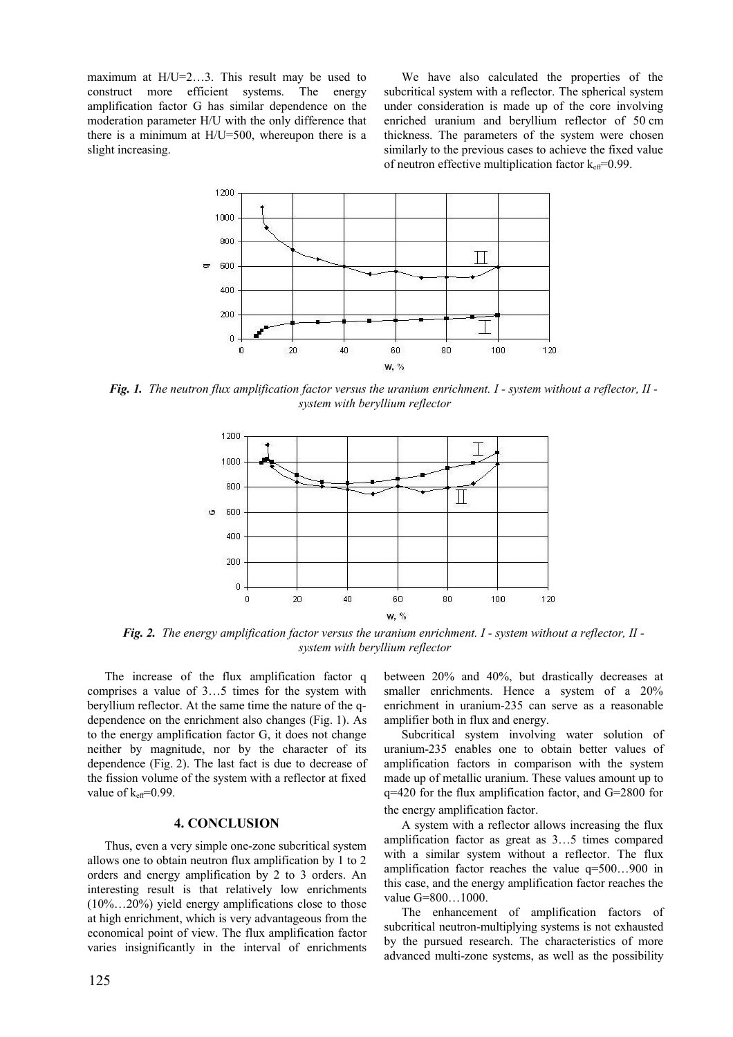maximum at H/U=2…3. This result may be used to construct more efficient systems. The energy amplification factor G has similar dependence on the moderation parameter H/U with the only difference that there is a minimum at H/U=500, whereupon there is a slight increasing.

We have also calculated the properties of the subcritical system with a reflector. The spherical system under consideration is made up of the core involving enriched uranium and beryllium reflector of 50 cm thickness. The parameters of the system were chosen similarly to the previous cases to achieve the fixed value of neutron effective multiplication factor $k_{eff}$=0.99.

***Fig. 1.*** *The neutron flux amplification factor versus the uranium enrichment. I - system without a reflector, II - system with beryllium reflector*

***Fig. 2.*** *The energy amplification factor versus the uranium enrichment. I - system without a reflector, II - system with beryllium reflector*

The increase of the flux amplification factor q comprises a value of 3…5 times for the system with beryllium reflector. At the same time the nature of the q-dependence on the enrichment also changes (Fig. 1). As to the energy amplification factor G, it does not change neither by magnitude, nor by the character of its dependence (Fig. 2). The last fact is due to decrease of the fission volume of the system with a reflector at fixed value of $k_{eff}$=0.99.

## 4. CONCLUSION

Thus, even a very simple one-zone subcritical system allows one to obtain neutron flux amplification by 1 to 2 orders and energy amplification by 2 to 3 orders. An interesting result is that relatively low enrichments (10%…20%) yield energy amplifications close to those at high enrichment, which is very advantageous from the economical point of view. The flux amplification factor varies insignificantly in the interval of enrichments between 20% and 40%, but drastically decreases at smaller enrichments. Hence a system of a 20% enrichment in uranium-235 can serve as a reasonable amplifier both in flux and energy.

Subcritical system involving water solution of uranium-235 enables one to obtain better values of amplification factors in comparison with the system made up of metallic uranium. These values amount up to q=420 for the flux amplification factor, and G=2800 for the energy amplification factor.

A system with a reflector allows increasing the flux amplification factor as great as 3…5 times compared with a similar system without a reflector. The flux amplification factor reaches the value q=500…900 in this case, and the energy amplification factor reaches the value G=800…1000.

The enhancement of amplification factors of subcritical neutron-multiplying systems is not exhausted by the pursued research. The characteristics of more advanced multi-zone systems, as well as the possibility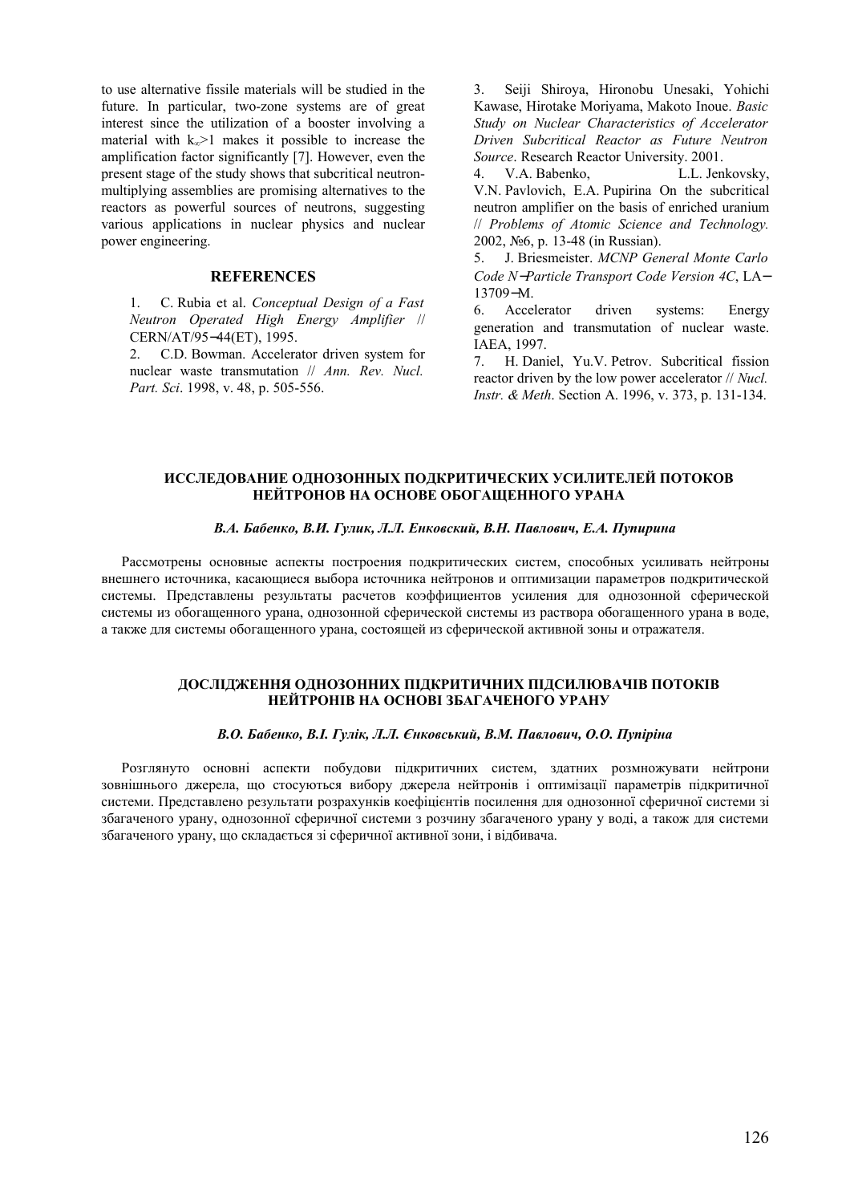to use alternative fissile materials will be studied in the future. In particular, two-zone systems are of great interest since the utilization of a booster involving a material with $k_\infty>1$ makes it possible to increase the amplification factor significantly [7]. However, even the present stage of the study shows that subcritical neutron-multiplying assemblies are promising alternatives to the reactors as powerful sources of neutrons, suggesting various applications in nuclear physics and nuclear power engineering.

## REFERENCES

1. C. Rubia et al. *Conceptual Design of a Fast Neutron Operated High Energy Amplifier* // CERN/AT/95−44(ET), 1995.
2. C.D. Bowman. Accelerator driven system for nuclear waste transmutation // *Ann. Rev. Nucl. Part. Sci*. 1998, v. 48, p. 505-556.
3. Seiji Shiroya, Hironobu Unesaki, Yohichi Kawase, Hirotake Moriyama, Makoto Inoue. *Basic Study on Nuclear Characteristics of Accelerator Driven Subcritical Reactor as Future Neutron Source*. Research Reactor University. 2001.
4. V.A. Babenko, L.L. Jenkovsky, V.N. Pavlovich, E.A. Pupirina On the subcritical neutron amplifier on the basis of enriched uranium // *Problems of Atomic Science and Technology.* 2002, №6, p. 13-48 (in Russian).
5. J. Briesmeister. *MCNP General Monte Carlo Code N−Particle Transport Code Version 4C*, LA−13709−M.
6. Accelerator driven systems: Energy generation and transmutation of nuclear waste. IAEA, 1997.
7. H. Daniel, Yu.V. Petrov. Subcritical fission reactor driven by the low power accelerator // *Nucl. Instr. & Meth*. Section A. 1996, v. 373, p. 131-134.

## ИССЛЕДОВАНИЕ ОДНОЗОННЫХ ПОДКРИТИЧЕСКИХ УСИЛИТЕЛЕЙ ПОТОКОВ НЕЙТРОНОВ НА ОСНОВЕ ОБОГАЩЕННОГО УРАНА

***В.А. Бабенко, В.И. Гулик, Л.Л. Енковский, В.Н. Павлович, Е.А. Пупирина***

Рассмотрены основные аспекты построения подкритических систем, способных усиливать нейтроны внешнего источника, касающиеся выбора источника нейтронов и оптимизации параметров подкритической системы. Представлены результаты расчетов коэффициентов усиления для однозонной сферической системы из обогащенного урана, однозонной сферической системы из раствора обогащенного урана в воде, а также для системы обогащенного урана, состоящей из сферической активной зоны и отражателя.

## ДОСЛІДЖЕННЯ ОДНОЗОННИХ ПІДКРИТИЧНИХ ПІДСИЛЮВАЧІВ ПОТОКІВ НЕЙТРОНІВ НА ОСНОВІ ЗБАГАЧЕНОГО УРАНУ

***В.О. Бабенко, В.І. Гулік, Л.Л. Єнковський, В.М. Павлович, О.О. Пупіріна***

Розглянуто основні аспекти побудови підкритичних систем, здатних розмножувати нейтрони зовнішнього джерела, що стосуються вибору джерела нейтронів і оптимізації параметрів підкритичної системи. Представлено результати розрахунків коефіцієнтів посилення для однозонної сферичної системи зі збагаченого урану, однозонної сферичної системи з розчину збагаченого урану у воді, а також для системи збагаченого урану, що складається зі сферичної активної зони, і відбивача.